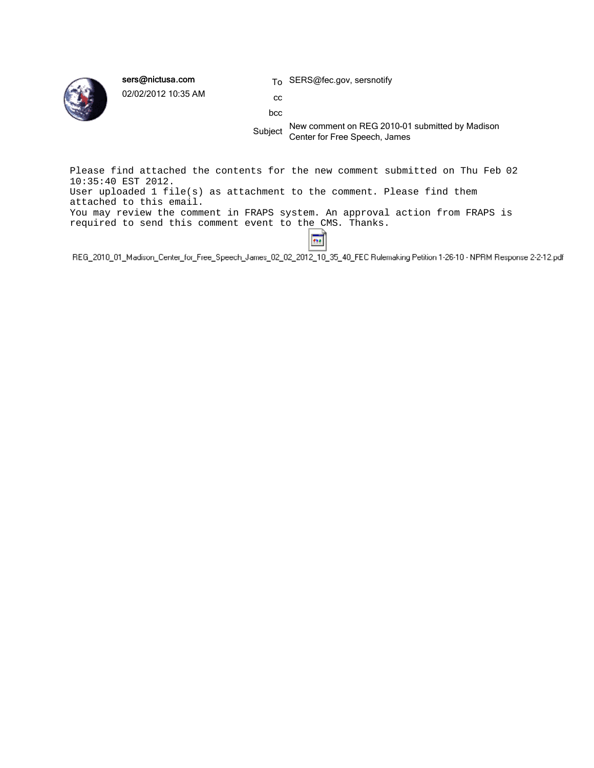**sers@nictusa.com**
02/02/2012 10:35 AM

To: SERS@fec.gov, sersnotify
cc:
bcc:
Subject: New comment on REG 2010-01 submitted by Madison Center for Free Speech, James

```
Please find attached the contents for the new comment submitted on Thu Feb 02
10:35:40 EST 2012.
User uploaded 1 file(s) as attachment to the comment. Please find them
attached to this email.
You may review the comment in FRAPS system. An approval action from FRAPS is
required to send this comment event to the CMS. Thanks.
```

REG_2010_01_Madison_Center_for_Free_Speech_James_02_02_2012_10_35_40_FEC Rulemaking Petition 1-26-10 - NPRM Response 2-2-12.pdf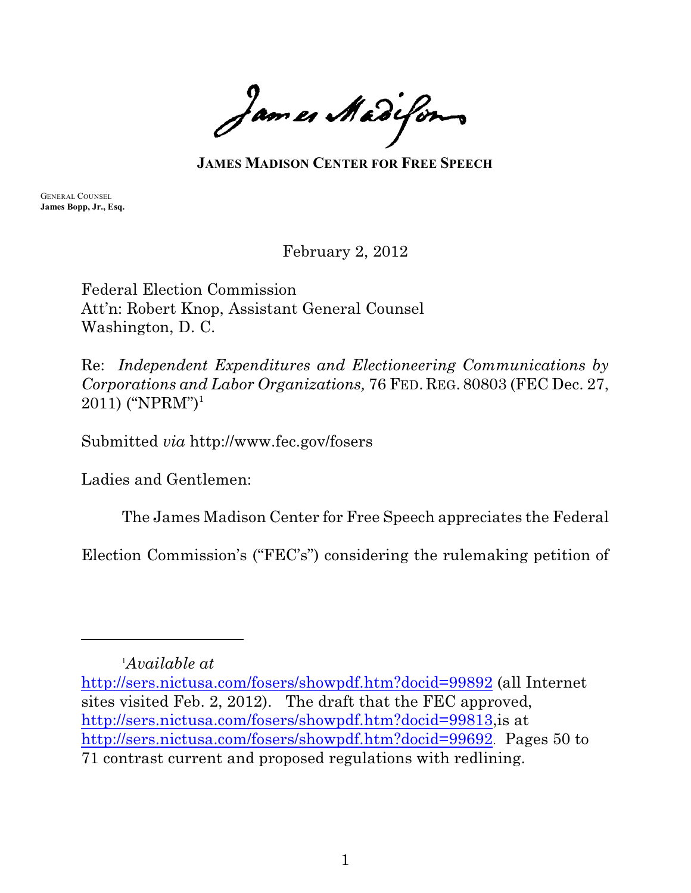James Madison

**JAMES MADISON CENTER FOR FREE SPEECH**

GENERAL COUNSEL
**James Bopp, Jr., Esq.**

February 2, 2012

Federal Election Commission
Att'n: Robert Knop, Assistant General Counsel
Washington, D. C.

Re: *Independent Expenditures and Electioneering Communications by Corporations and Labor Organizations,* 76 FED. REG. 80803 (FEC Dec. 27, 2011) ("NPRM")[1]

Submitted *via* http://www.fec.gov/fosers

Ladies and Gentlemen:

The James Madison Center for Free Speech appreciates the Federal Election Commission's ("FEC's") considering the rulemaking petition of

---

[1] *Available at* http://sers.nictusa.com/fosers/showpdf.htm?docid=99892 (all Internet sites visited Feb. 2, 2012). The draft that the FEC approved, http://sers.nictusa.com/fosers/showpdf.htm?docid=99813,is at http://sers.nictusa.com/fosers/showpdf.htm?docid=99692. Pages 50 to 71 contrast current and proposed regulations with redlining.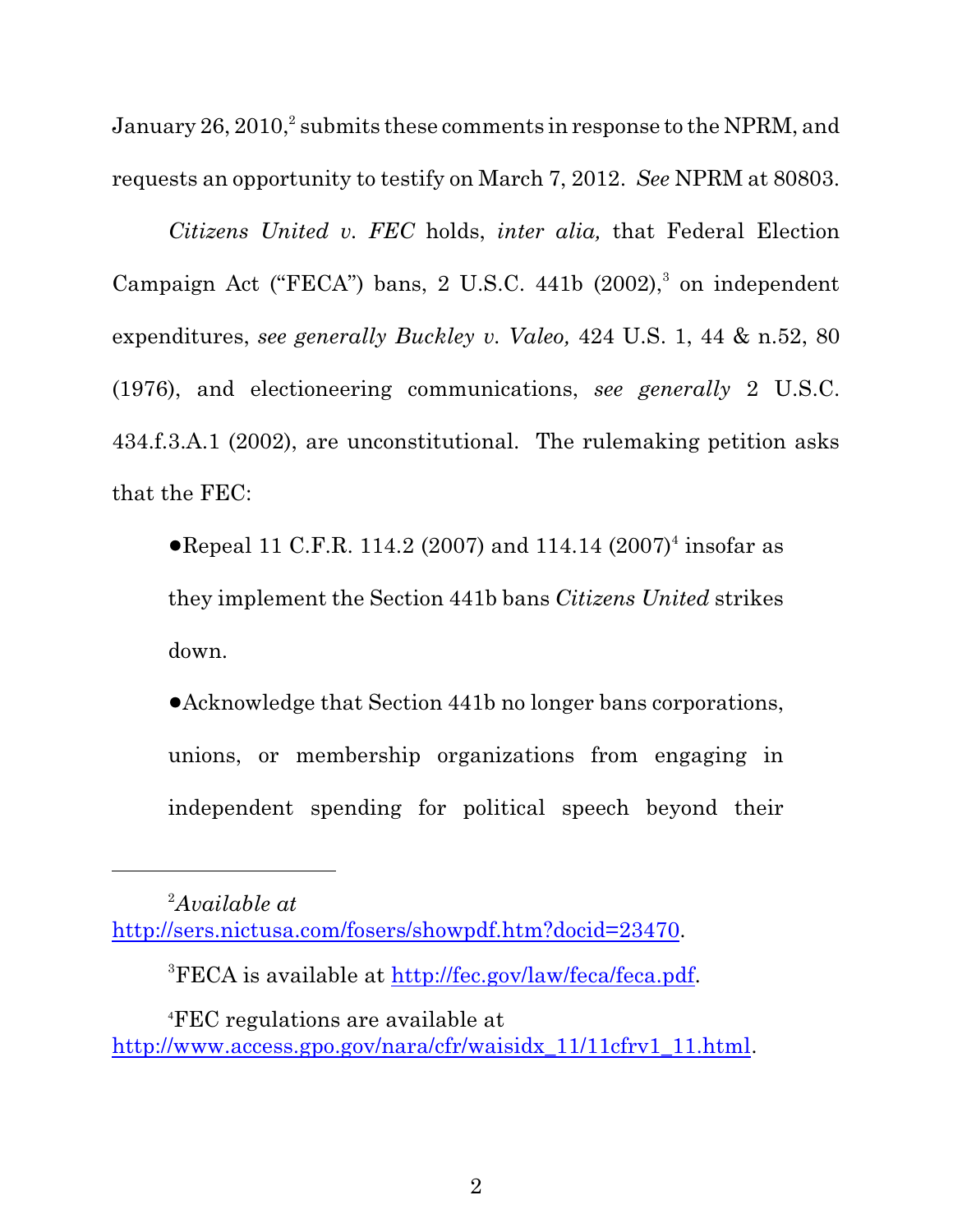January 26, 2010,[2] submits these comments in response to the NPRM, and requests an opportunity to testify on March 7, 2012. *See* NPRM at 80803.

*Citizens United v. FEC* holds, *inter alia,* that Federal Election Campaign Act ("FECA") bans, 2 U.S.C. 441b (2002),[3] on independent expenditures, *see generally Buckley v. Valeo,* 424 U.S. 1, 44 & n.52, 80 (1976), and electioneering communications, *see generally* 2 U.S.C. 434.f.3.A.1 (2002), are unconstitutional. The rulemaking petition asks that the FEC:

- Repeal 11 C.F.R. 114.2 (2007) and 114.14 (2007)[4] insofar as they implement the Section 441b bans *Citizens United* strikes down.

- Acknowledge that Section 441b no longer bans corporations, unions, or membership organizations from engaging in independent spending for political speech beyond their

---

[2] *Available at* http://sers.nictusa.com/fosers/showpdf.htm?docid=23470.

[3] FECA is available at http://fec.gov/law/feca/feca.pdf.

[4] FEC regulations are available at http://www.access.gpo.gov/nara/cfr/waisidx_11/11cfrv1_11.html.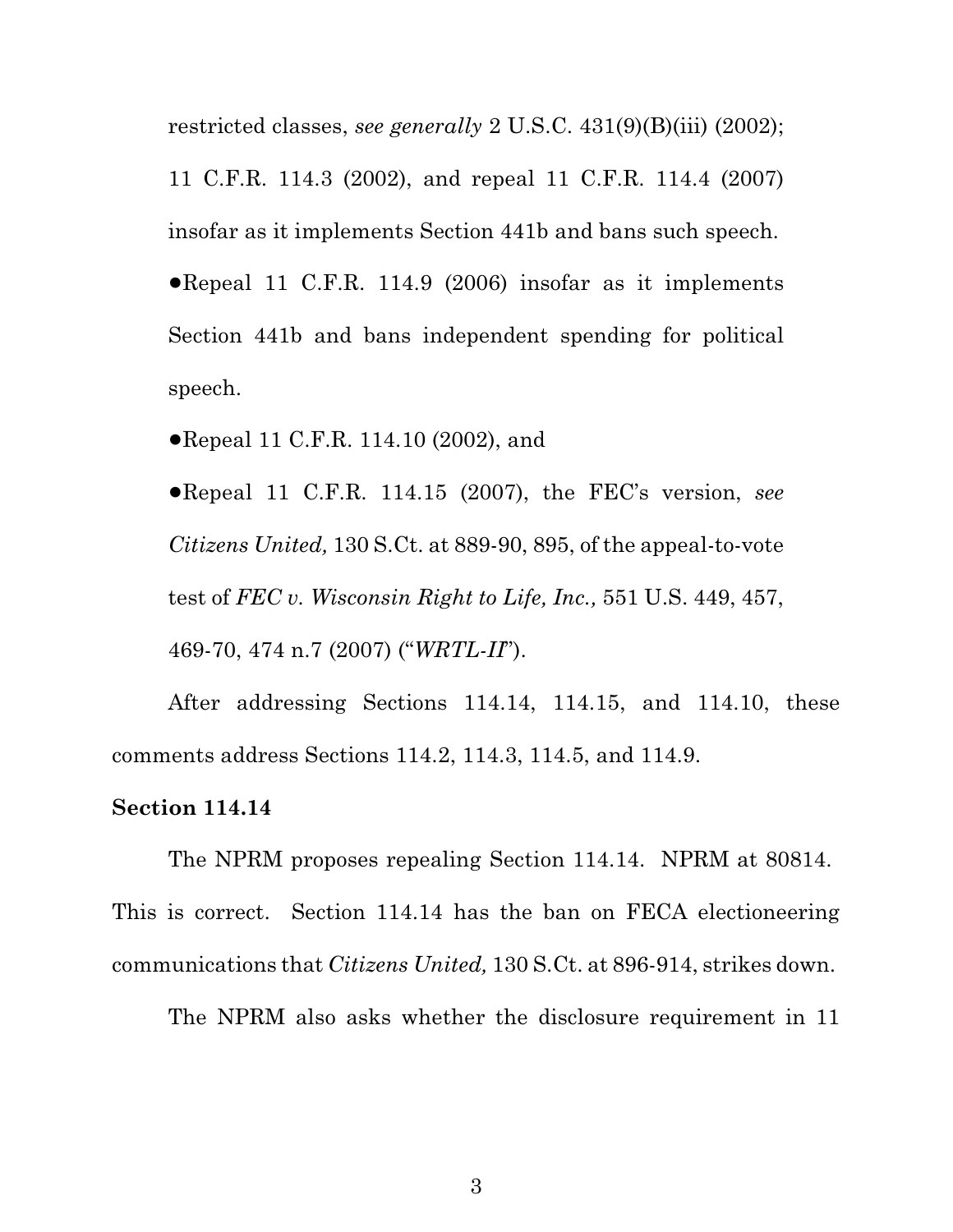restricted classes, *see generally* 2 U.S.C. 431(9)(B)(iii) (2002); 11 C.F.R. 114.3 (2002), and repeal 11 C.F.R. 114.4 (2007) insofar as it implements Section 441b and bans such speech.

●Repeal 11 C.F.R. 114.9 (2006) insofar as it implements Section 441b and bans independent spending for political speech.

●Repeal 11 C.F.R. 114.10 (2002), and

●Repeal 11 C.F.R. 114.15 (2007), the FEC's version, *see Citizens United,* 130 S.Ct. at 889-90, 895, of the appeal-to-vote test of *FEC v. Wisconsin Right to Life, Inc.,* 551 U.S. 449, 457, 469-70, 474 n.7 (2007) ("*WRTL-II*").

After addressing Sections 114.14, 114.15, and 114.10, these comments address Sections 114.2, 114.3, 114.5, and 114.9.

**Section 114.14**

The NPRM proposes repealing Section 114.14. NPRM at 80814. This is correct. Section 114.14 has the ban on FECA electioneering communications that *Citizens United,* 130 S.Ct. at 896-914, strikes down.

The NPRM also asks whether the disclosure requirement in 11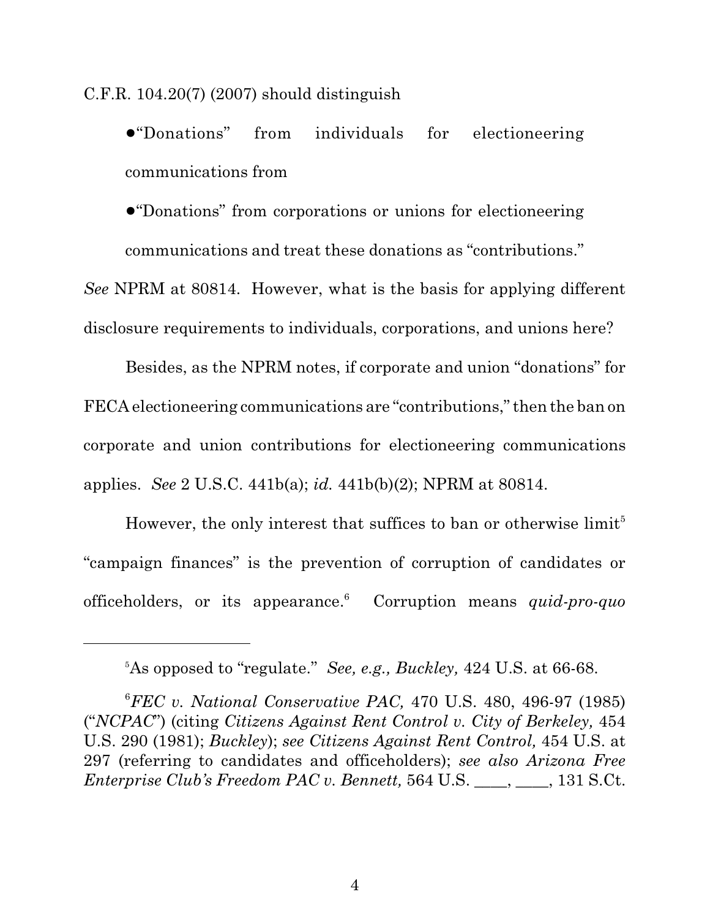C.F.R. 104.20(7) (2007) should distinguish

- "Donations" from individuals for electioneering communications from
- "Donations" from corporations or unions for electioneering communications and treat these donations as "contributions."

*See* NPRM at 80814. However, what is the basis for applying different disclosure requirements to individuals, corporations, and unions here?

Besides, as the NPRM notes, if corporate and union "donations" for FECA electioneering communications are "contributions," then the ban on corporate and union contributions for electioneering communications applies. *See* 2 U.S.C. 441b(a); *id.* 441b(b)(2); NPRM at 80814.

However, the only interest that suffices to ban or otherwise limit[5] "campaign finances" is the prevention of corruption of candidates or officeholders, or its appearance.[6] Corruption means *quid-pro-quo*

---

[5]As opposed to "regulate." *See, e.g., Buckley,* 424 U.S. at 66-68.

[6]*FEC v. National Conservative PAC,* 470 U.S. 480, 496-97 (1985) ("*NCPAC*") (citing *Citizens Against Rent Control v. City of Berkeley,* 454 U.S. 290 (1981); *Buckley*); *see Citizens Against Rent Control,* 454 U.S. at 297 (referring to candidates and officeholders); *see also Arizona Free Enterprise Club's Freedom PAC v. Bennett,* 564 U.S. ____, ____, 131 S.Ct.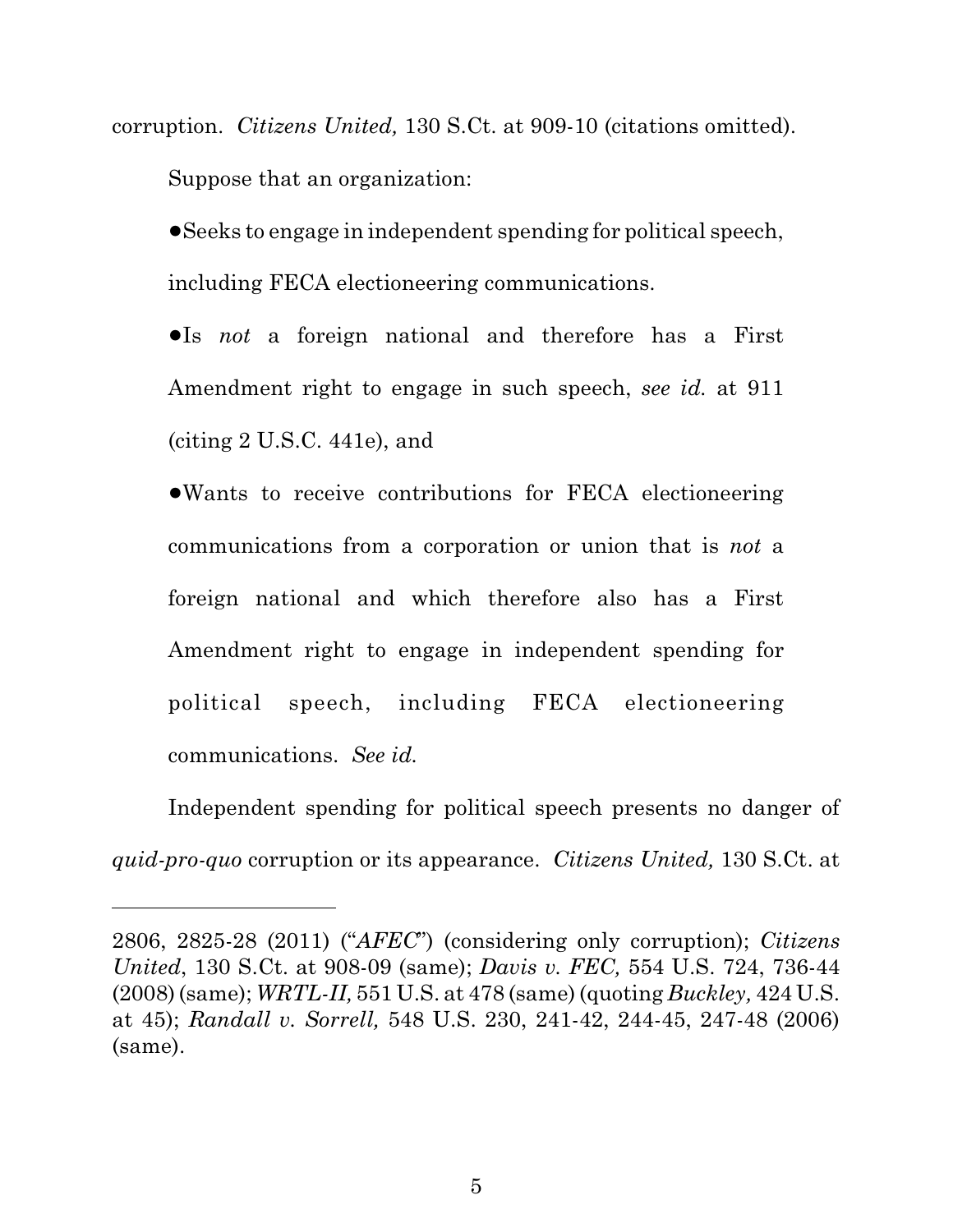corruption. *Citizens United,* 130 S.Ct. at 909-10 (citations omitted).

Suppose that an organization:

●Seeks to engage in independent spending for political speech, including FECA electioneering communications.

●Is *not* a foreign national and therefore has a First Amendment right to engage in such speech, *see id.* at 911 (citing 2 U.S.C. 441e), and

●Wants to receive contributions for FECA electioneering communications from a corporation or union that is *not* a foreign national and which therefore also has a First Amendment right to engage in independent spending for political speech, including FECA electioneering communications. *See id.*

Independent spending for political speech presents no danger of *quid-pro-quo* corruption or its appearance. *Citizens United,* 130 S.Ct. at

---

2806, 2825-28 (2011) ("*AFEC*") (considering only corruption); *Citizens United*, 130 S.Ct. at 908-09 (same); *Davis v. FEC,* 554 U.S. 724, 736-44 (2008) (same); *WRTL-II,* 551 U.S. at 478 (same) (quoting *Buckley,* 424 U.S. at 45); *Randall v. Sorrell,* 548 U.S. 230, 241-42, 244-45, 247-48 (2006) (same).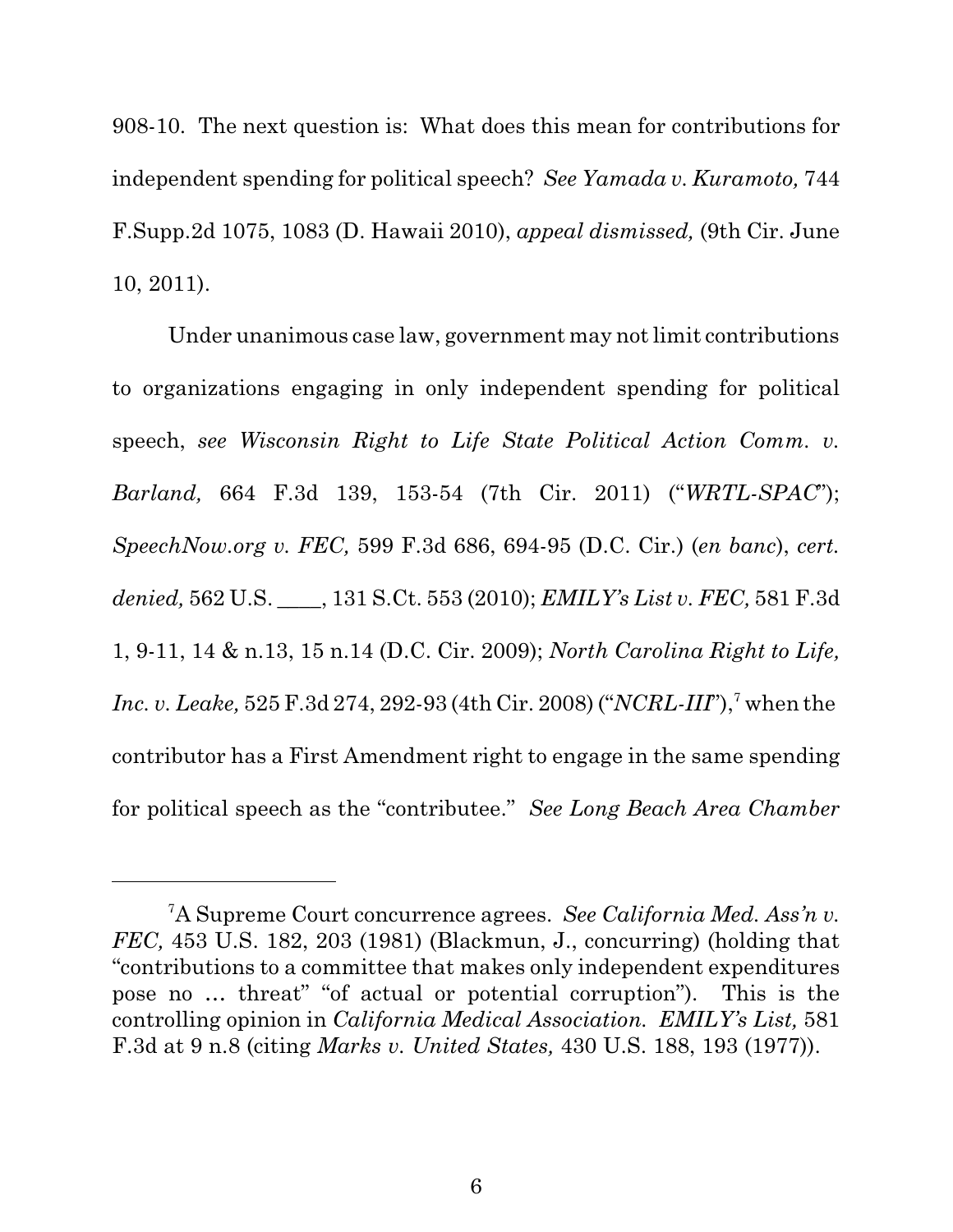908-10. The next question is: What does this mean for contributions for independent spending for political speech? *See Yamada v. Kuramoto,* 744 F.Supp.2d 1075, 1083 (D. Hawaii 2010), *appeal dismissed,* (9th Cir. June 10, 2011).

Under unanimous case law, government may not limit contributions to organizations engaging in only independent spending for political speech, *see Wisconsin Right to Life State Political Action Comm. v. Barland,* 664 F.3d 139, 153-54 (7th Cir. 2011) ("*WRTL-SPAC*"); *SpeechNow.org v. FEC,* 599 F.3d 686, 694-95 (D.C. Cir.) (*en banc*), *cert. denied,* 562 U.S. ____, 131 S.Ct. 553 (2010); *EMILY's List v. FEC,* 581 F.3d 1, 9-11, 14 & n.13, 15 n.14 (D.C. Cir. 2009); *North Carolina Right to Life, Inc. v. Leake,* 525 F.3d 274, 292-93 (4th Cir. 2008) ("*NCRL-III*"),[7] when the contributor has a First Amendment right to engage in the same spending for political speech as the "contributee." *See Long Beach Area Chamber*

---

[7]A Supreme Court concurrence agrees. *See California Med. Ass'n v. FEC,* 453 U.S. 182, 203 (1981) (Blackmun, J., concurring) (holding that "contributions to a committee that makes only independent expenditures pose no … threat" "of actual or potential corruption"). This is the controlling opinion in *California Medical Association. EMILY's List,* 581 F.3d at 9 n.8 (citing *Marks v. United States,* 430 U.S. 188, 193 (1977)).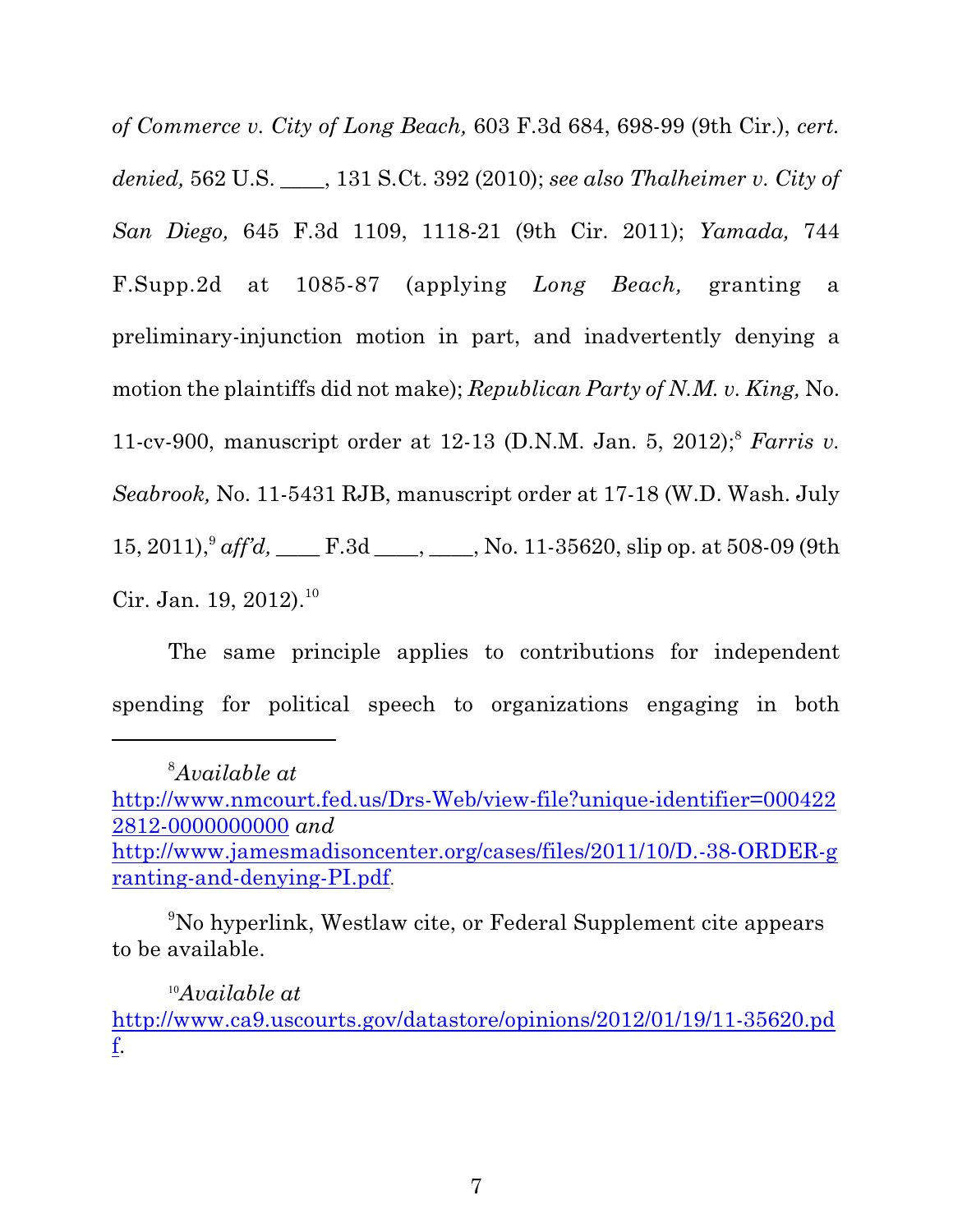*of Commerce v. City of Long Beach,* 603 F.3d 684, 698-99 (9th Cir.), *cert. denied,* 562 U.S. ____, 131 S.Ct. 392 (2010); *see also Thalheimer v. City of San Diego,* 645 F.3d 1109, 1118-21 (9th Cir. 2011); *Yamada,* 744 F.Supp.2d at 1085-87 (applying *Long Beach,* granting a preliminary-injunction motion in part, and inadvertently denying a motion the plaintiffs did not make); *Republican Party of N.M. v. King,* No. 11-cv-900, manuscript order at 12-13 (D.N.M. Jan. 5, 2012);[8] *Farris v. Seabrook,* No. 11-5431 RJB, manuscript order at 17-18 (W.D. Wash. July 15, 2011),[9] *aff'd,* ____ F.3d ____, ____, No. 11-35620, slip op. at 508-09 (9th Cir. Jan. 19, 2012).[10]

The same principle applies to contributions for independent spending for political speech to organizations engaging in both

---

[8]*Available at* http://www.nmcourt.fed.us/Drs-Web/view-file?unique-identifier=0004222812-0000000000 *and* http://www.jamesmadisoncenter.org/cases/files/2011/10/D.-38-ORDER-granting-and-denying-PI.pdf.

[9]No hyperlink, Westlaw cite, or Federal Supplement cite appears to be available.

[10]*Available at* http://www.ca9.uscourts.gov/datastore/opinions/2012/01/19/11-35620.pdf.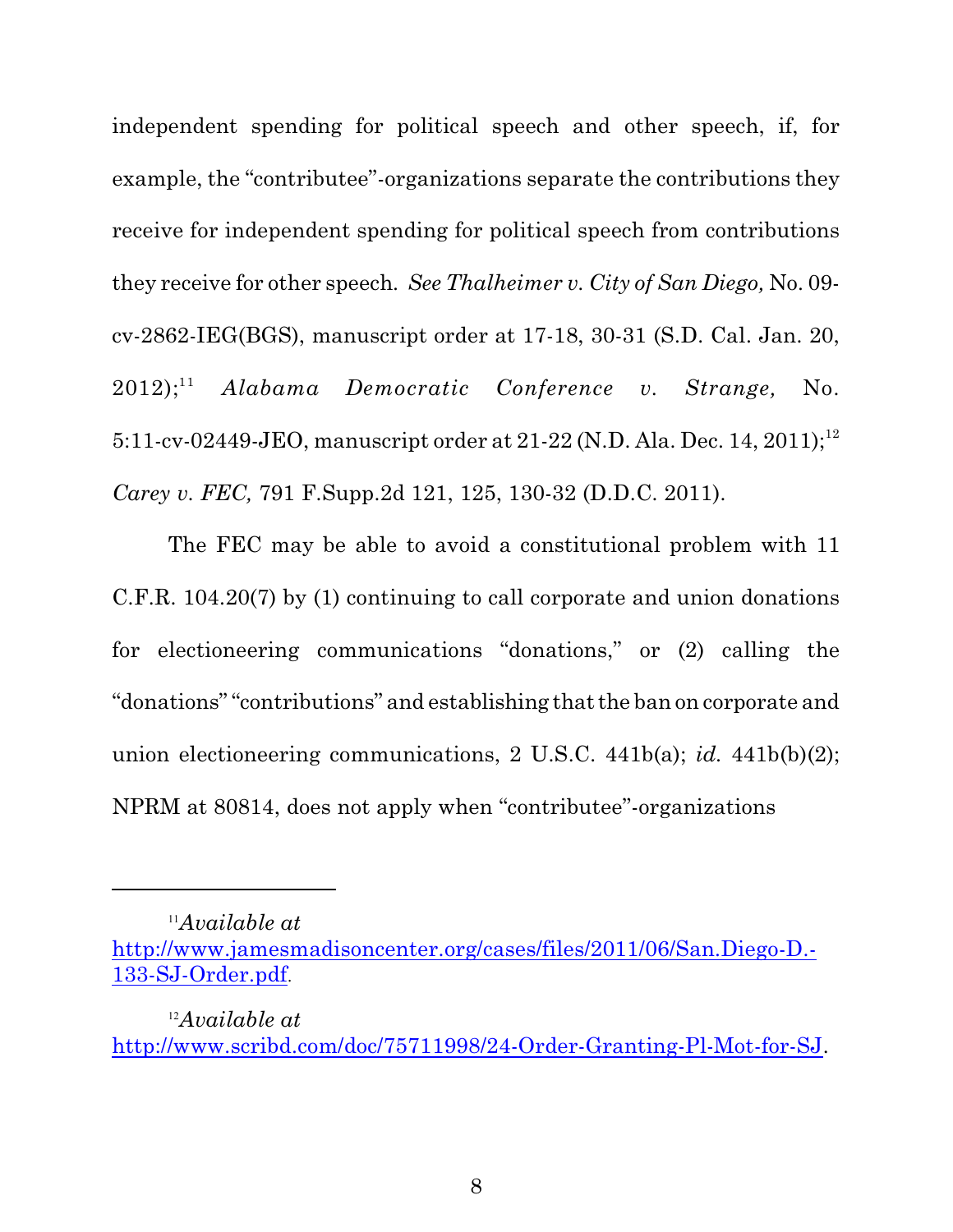independent spending for political speech and other speech, if, for example, the "contributee"-organizations separate the contributions they receive for independent spending for political speech from contributions they receive for other speech. *See Thalheimer v. City of San Diego,* No. 09-cv-2862-IEG(BGS), manuscript order at 17-18, 30-31 (S.D. Cal. Jan. 20, 2012);[11] *Alabama Democratic Conference v. Strange,* No. 5:11-cv-02449-JEO, manuscript order at 21-22 (N.D. Ala. Dec. 14, 2011);[12] *Carey v. FEC,* 791 F.Supp.2d 121, 125, 130-32 (D.D.C. 2011).

The FEC may be able to avoid a constitutional problem with 11 C.F.R. 104.20(7) by (1) continuing to call corporate and union donations for electioneering communications "donations," or (2) calling the "donations" "contributions" and establishing that the ban on corporate and union electioneering communications, 2 U.S.C. 441b(a); *id.* 441b(b)(2); NPRM at 80814, does not apply when "contributee"-organizations

---

[11] *Available at* [http://www.jamesmadisoncenter.org/cases/files/2011/06/San.Diego-D.-133-SJ-Order.pdf](http://www.jamesmadisoncenter.org/cases/files/2011/06/San.Diego-D.-133-SJ-Order.pdf).

[12] *Available at* [http://www.scribd.com/doc/75711998/24-Order-Granting-Pl-Mot-for-SJ](http://www.scribd.com/doc/75711998/24-Order-Granting-Pl-Mot-for-SJ).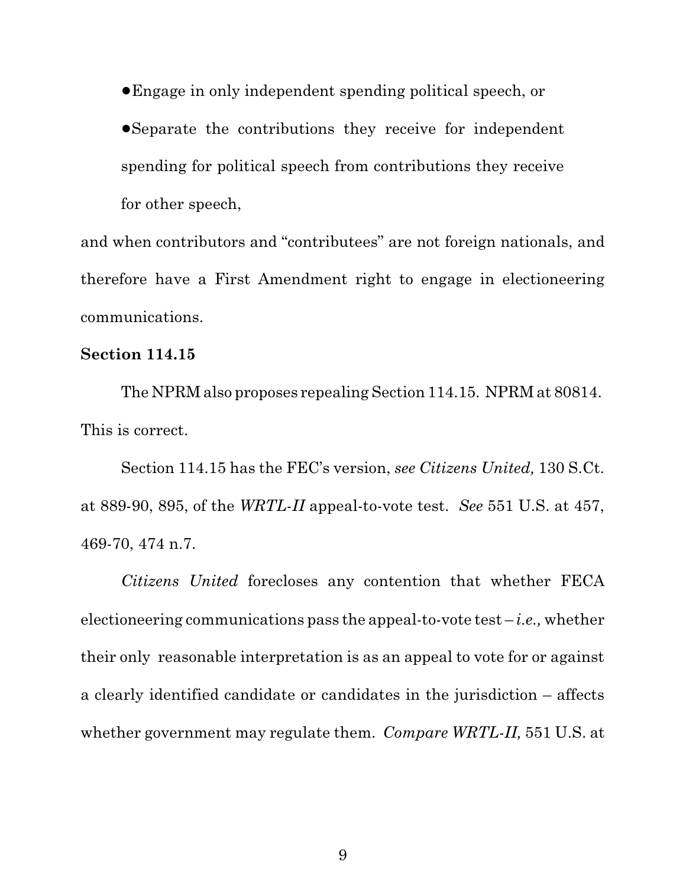- Engage in only independent spending political speech, or
- Separate the contributions they receive for independent spending for political speech from contributions they receive for other speech,

and when contributors and "contributees" are not foreign nationals, and therefore have a First Amendment right to engage in electioneering communications.

**Section 114.15**

The NPRM also proposes repealing Section 114.15. NPRM at 80814. This is correct.

Section 114.15 has the FEC's version, *see Citizens United,* 130 S.Ct. at 889-90, 895, of the *WRTL-II* appeal-to-vote test. *See* 551 U.S. at 457, 469-70, 474 n.7.

*Citizens United* forecloses any contention that whether FECA electioneering communications pass the appeal-to-vote test – *i.e.,* whether their only reasonable interpretation is as an appeal to vote for or against a clearly identified candidate or candidates in the jurisdiction – affects whether government may regulate them. *Compare WRTL-II,* 551 U.S. at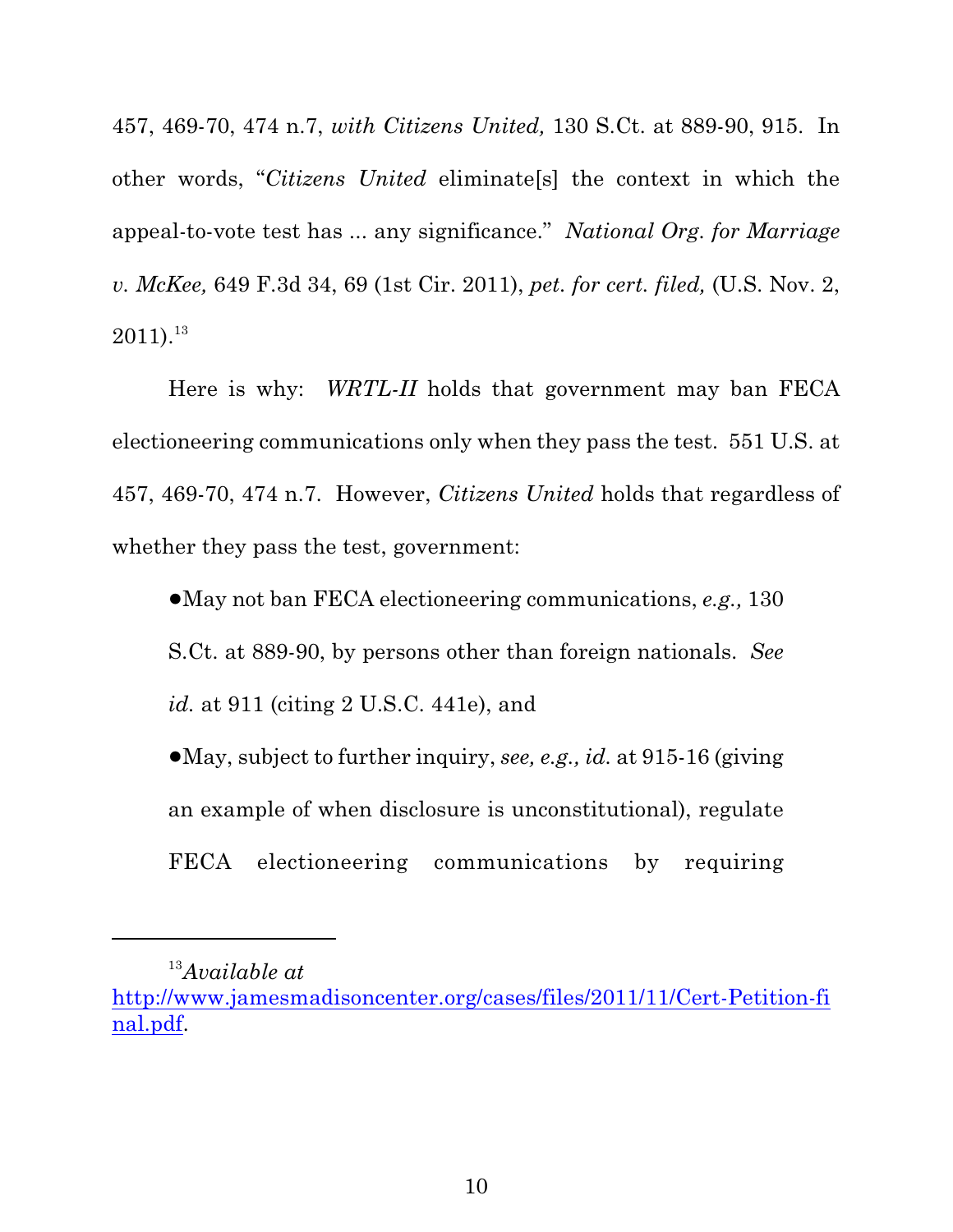457, 469-70, 474 n.7, *with Citizens United,* 130 S.Ct. at 889-90, 915. In other words, "*Citizens United* eliminate[s] the context in which the appeal-to-vote test has ... any significance." *National Org. for Marriage v. McKee,* 649 F.3d 34, 69 (1st Cir. 2011), *pet. for cert. filed,* (U.S. Nov. 2, 2011).[13]

Here is why: *WRTL-II* holds that government may ban FECA electioneering communications only when they pass the test. 551 U.S. at 457, 469-70, 474 n.7. However, *Citizens United* holds that regardless of whether they pass the test, government:

- May not ban FECA electioneering communications, *e.g.,* 130 S.Ct. at 889-90, by persons other than foreign nationals. *See id.* at 911 (citing 2 U.S.C. 441e), and
- May, subject to further inquiry, *see, e.g., id.* at 915-16 (giving an example of when disclosure is unconstitutional), regulate FECA electioneering communications by requiring

---

[13] *Available at* http://www.jamesmadisoncenter.org/cases/files/2011/11/Cert-Petition-final.pdf.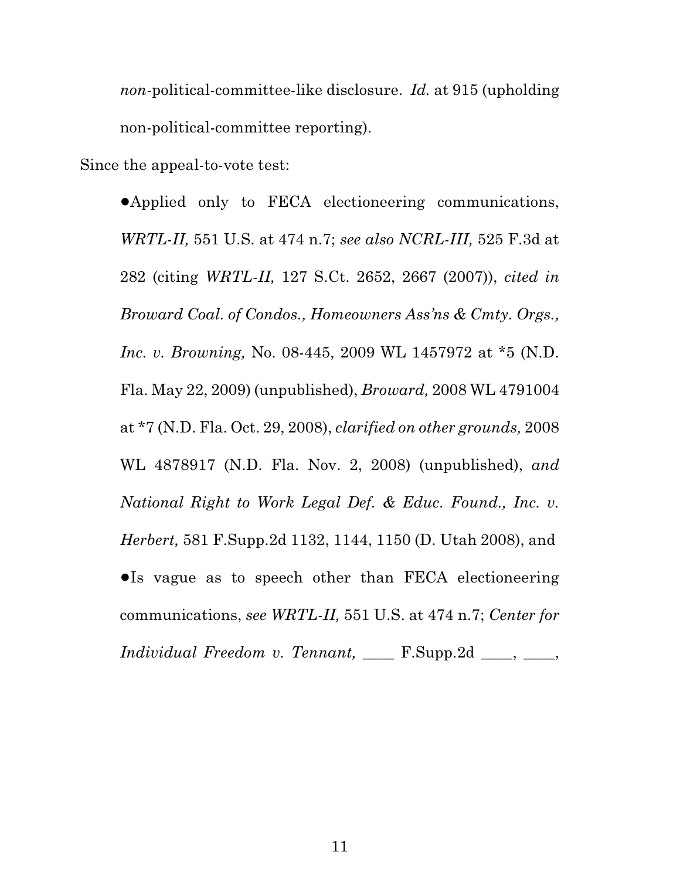*non*-political-committee-like disclosure. *Id.* at 915 (upholding non-political-committee reporting).

Since the appeal-to-vote test:

●Applied only to FECA electioneering communications, *WRTL-II,* 551 U.S. at 474 n.7; *see also NCRL-III,* 525 F.3d at 282 (citing *WRTL-II,* 127 S.Ct. 2652, 2667 (2007)), *cited in Broward Coal. of Condos., Homeowners Ass'ns & Cmty. Orgs., Inc. v. Browning,* No. 08-445, 2009 WL 1457972 at *5 (N.D. Fla. May 22, 2009) (unpublished), *Broward,* 2008 WL 4791004 at *7 (N.D. Fla. Oct. 29, 2008), *clarified on other grounds,* 2008 WL 4878917 (N.D. Fla. Nov. 2, 2008) (unpublished), *and National Right to Work Legal Def. & Educ. Found., Inc. v. Herbert,* 581 F.Supp.2d 1132, 1144, 1150 (D. Utah 2008), and

●Is vague as to speech other than FECA electioneering communications, *see WRTL-II,* 551 U.S. at 474 n.7; *Center for Individual Freedom v. Tennant,* ____ F.Supp.2d ____, ____,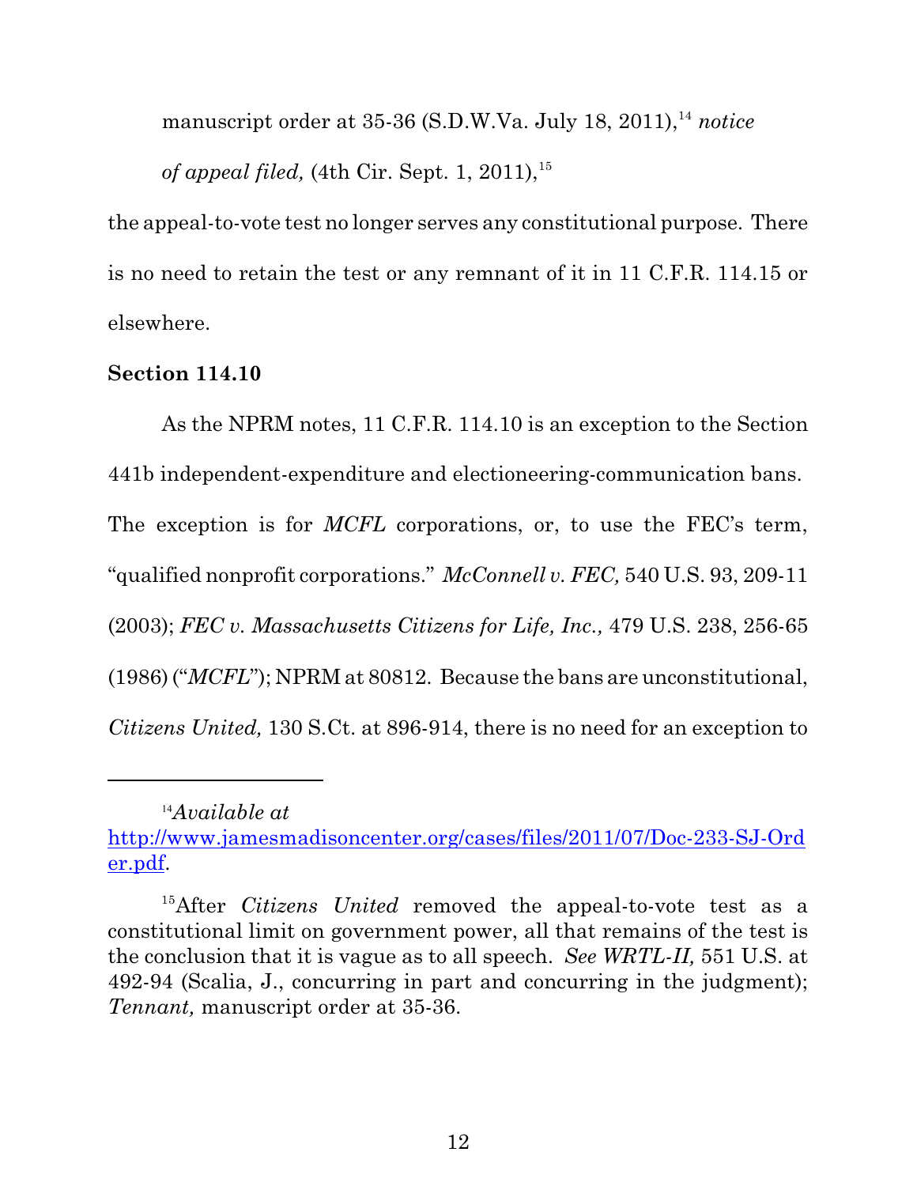manuscript order at 35-36 (S.D.W.Va. July 18, 2011),[14] *notice of appeal filed,* (4th Cir. Sept. 1, 2011),[15]

the appeal-to-vote test no longer serves any constitutional purpose. There is no need to retain the test or any remnant of it in 11 C.F.R. 114.15 or elsewhere.

**Section 114.10**

As the NPRM notes, 11 C.F.R. 114.10 is an exception to the Section 441b independent-expenditure and electioneering-communication bans. The exception is for *MCFL* corporations, or, to use the FEC's term, "qualified nonprofit corporations." *McConnell v. FEC,* 540 U.S. 93, 209-11 (2003); *FEC v. Massachusetts Citizens for Life, Inc.,* 479 U.S. 238, 256-65 (1986) ("*MCFL*"); NPRM at 80812. Because the bans are unconstitutional, *Citizens United,* 130 S.Ct. at 896-914, there is no need for an exception to

---

[14]*Available at* http://www.jamesmadisoncenter.org/cases/files/2011/07/Doc-233-SJ-Order.pdf.

[15]After *Citizens United* removed the appeal-to-vote test as a constitutional limit on government power, all that remains of the test is the conclusion that it is vague as to all speech. *See WRTL-II,* 551 U.S. at 492-94 (Scalia, J., concurring in part and concurring in the judgment); *Tennant,* manuscript order at 35-36.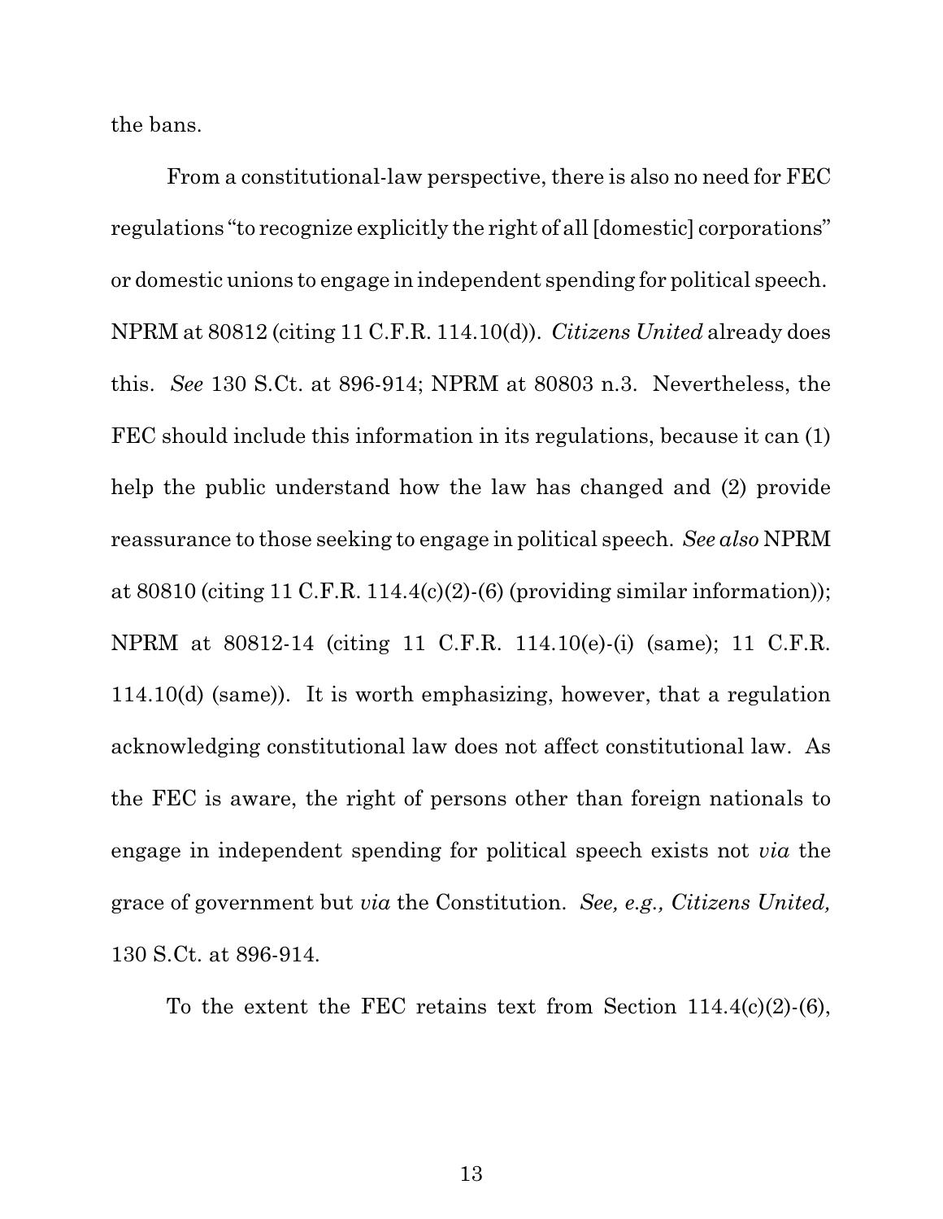the bans.

From a constitutional-law perspective, there is also no need for FEC regulations "to recognize explicitly the right of all [domestic] corporations" or domestic unions to engage in independent spending for political speech. NPRM at 80812 (citing 11 C.F.R. 114.10(d)). *Citizens United* already does this. *See* 130 S.Ct. at 896-914; NPRM at 80803 n.3. Nevertheless, the FEC should include this information in its regulations, because it can (1) help the public understand how the law has changed and (2) provide reassurance to those seeking to engage in political speech. *See also* NPRM at 80810 (citing 11 C.F.R. 114.4(c)(2)-(6) (providing similar information)); NPRM at 80812-14 (citing 11 C.F.R. 114.10(e)-(i) (same); 11 C.F.R. 114.10(d) (same)). It is worth emphasizing, however, that a regulation acknowledging constitutional law does not affect constitutional law. As the FEC is aware, the right of persons other than foreign nationals to engage in independent spending for political speech exists not *via* the grace of government but *via* the Constitution. *See, e.g., Citizens United,* 130 S.Ct. at 896-914.

To the extent the FEC retains text from Section 114.4(c)(2)-(6),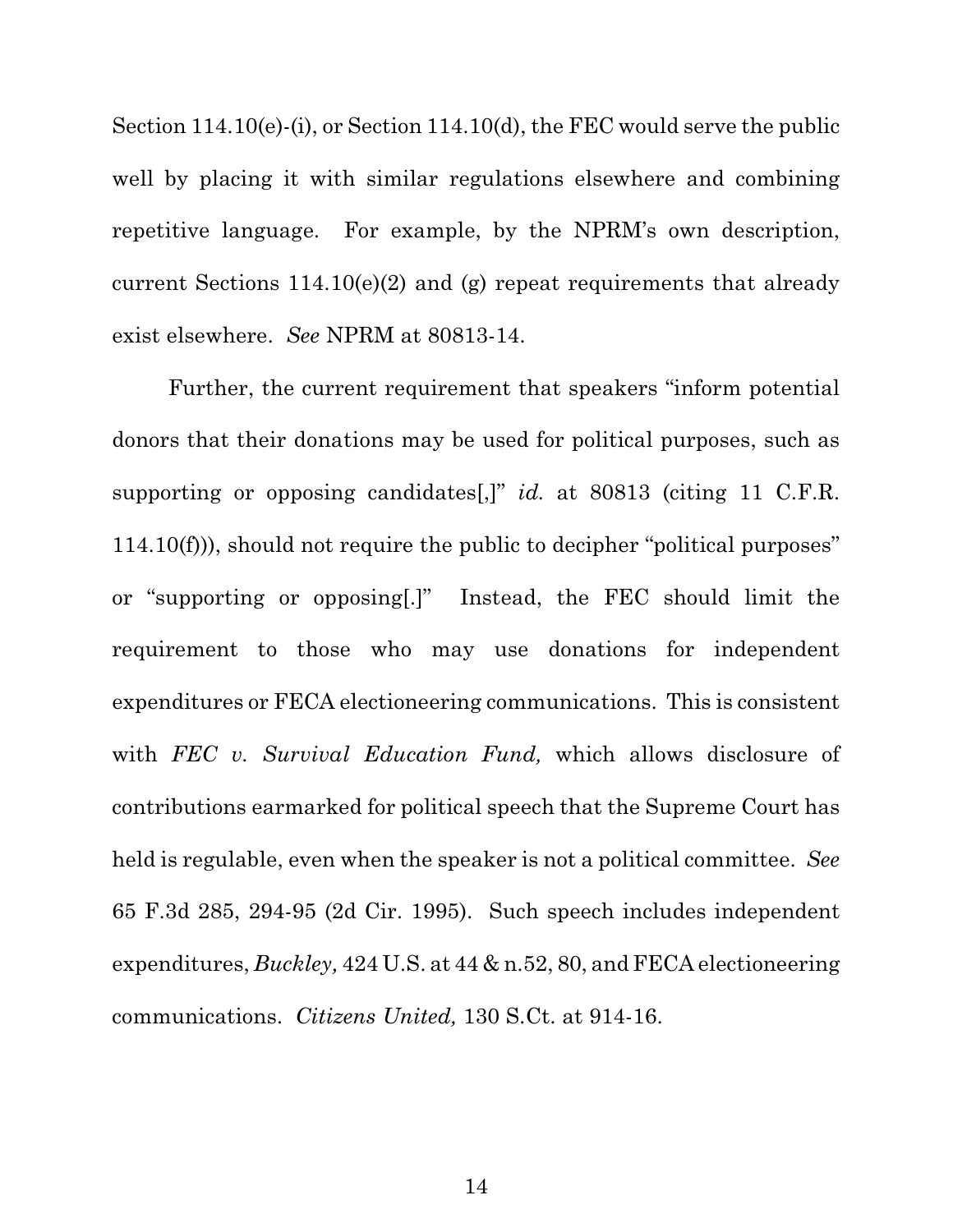Section 114.10(e)-(i), or Section 114.10(d), the FEC would serve the public well by placing it with similar regulations elsewhere and combining repetitive language. For example, by the NPRM's own description, current Sections 114.10(e)(2) and (g) repeat requirements that already exist elsewhere. *See* NPRM at 80813-14.

Further, the current requirement that speakers "inform potential donors that their donations may be used for political purposes, such as supporting or opposing candidates[,]" *id.* at 80813 (citing 11 C.F.R. 114.10(f))), should not require the public to decipher "political purposes" or "supporting or opposing[.]" Instead, the FEC should limit the requirement to those who may use donations for independent expenditures or FECA electioneering communications. This is consistent with *FEC v. Survival Education Fund,* which allows disclosure of contributions earmarked for political speech that the Supreme Court has held is regulable, even when the speaker is not a political committee. *See* 65 F.3d 285, 294-95 (2d Cir. 1995). Such speech includes independent expenditures, *Buckley,* 424 U.S. at 44 & n.52, 80, and FECA electioneering communications. *Citizens United,* 130 S.Ct. at 914-16.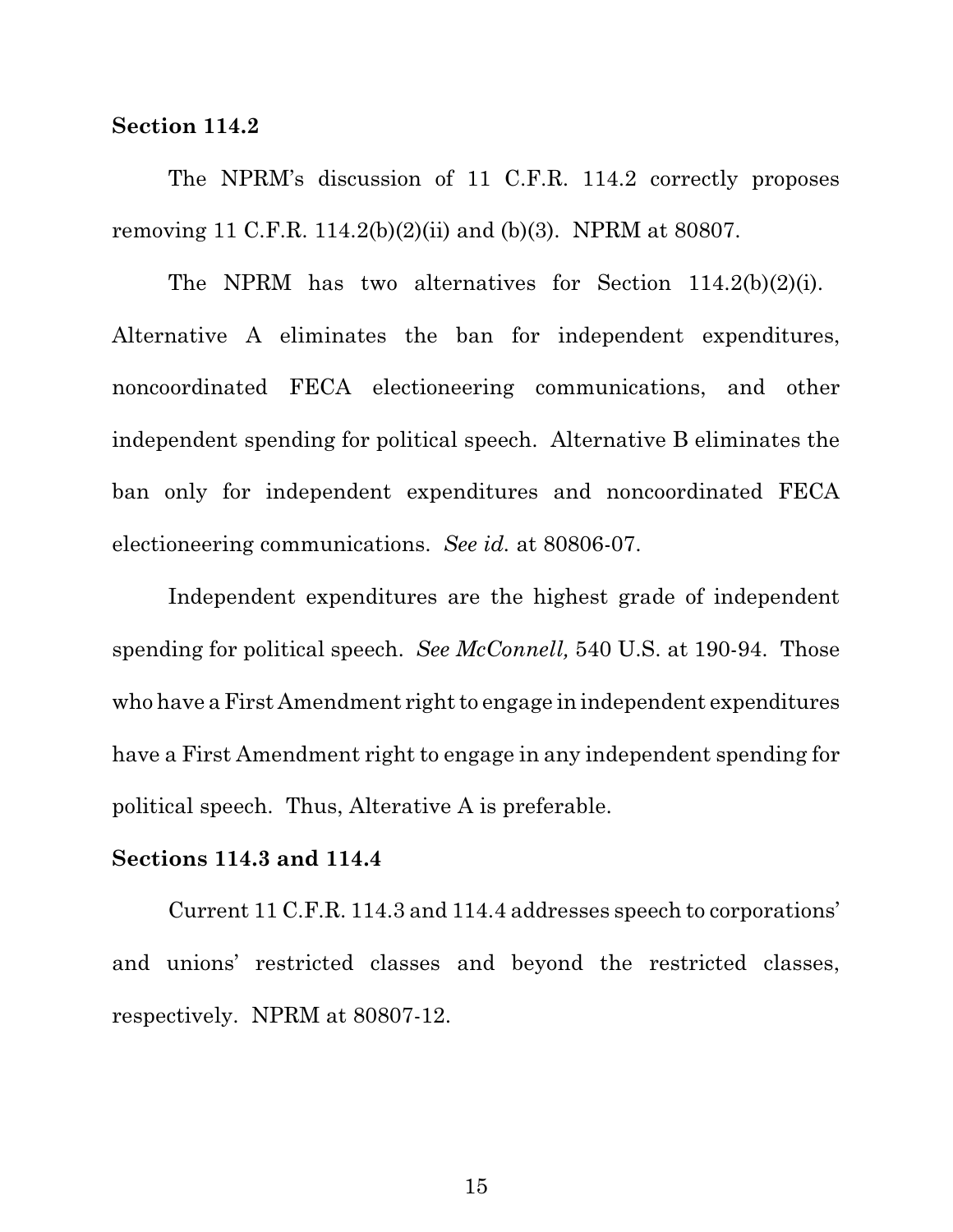**Section 114.2**

The NPRM's discussion of 11 C.F.R. 114.2 correctly proposes removing 11 C.F.R. 114.2(b)(2)(ii) and (b)(3). NPRM at 80807.

The NPRM has two alternatives for Section 114.2(b)(2)(i). Alternative A eliminates the ban for independent expenditures, noncoordinated FECA electioneering communications, and other independent spending for political speech. Alternative B eliminates the ban only for independent expenditures and noncoordinated FECA electioneering communications. *See id.* at 80806-07.

Independent expenditures are the highest grade of independent spending for political speech. *See McConnell,* 540 U.S. at 190-94. Those who have a First Amendment right to engage in independent expenditures have a First Amendment right to engage in any independent spending for political speech. Thus, Alterative A is preferable.

**Sections 114.3 and 114.4**

Current 11 C.F.R. 114.3 and 114.4 addresses speech to corporations' and unions' restricted classes and beyond the restricted classes, respectively. NPRM at 80807-12.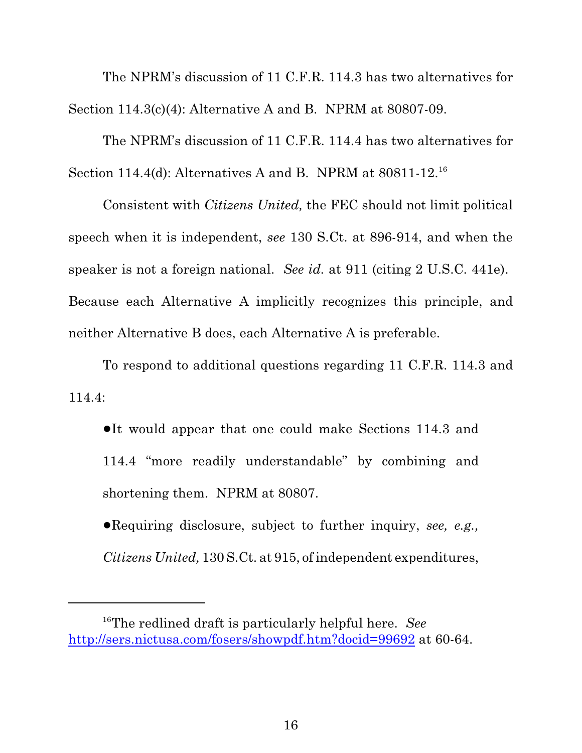The NPRM's discussion of 11 C.F.R. 114.3 has two alternatives for Section 114.3(c)(4): Alternative A and B. NPRM at 80807-09.

The NPRM's discussion of 11 C.F.R. 114.4 has two alternatives for Section 114.4(d): Alternatives A and B. NPRM at 80811-12.[16]

Consistent with *Citizens United,* the FEC should not limit political speech when it is independent, *see* 130 S.Ct. at 896-914, and when the speaker is not a foreign national. *See id.* at 911 (citing 2 U.S.C. 441e). Because each Alternative A implicitly recognizes this principle, and neither Alternative B does, each Alternative A is preferable.

To respond to additional questions regarding 11 C.F.R. 114.3 and 114.4:

- It would appear that one could make Sections 114.3 and 114.4 "more readily understandable" by combining and shortening them. NPRM at 80807.
- Requiring disclosure, subject to further inquiry, *see, e.g., Citizens United,* 130 S.Ct. at 915, of independent expenditures,

---

[16]The redlined draft is particularly helpful here. *See* http://sers.nictusa.com/fosers/showpdf.htm?docid=99692 at 60-64.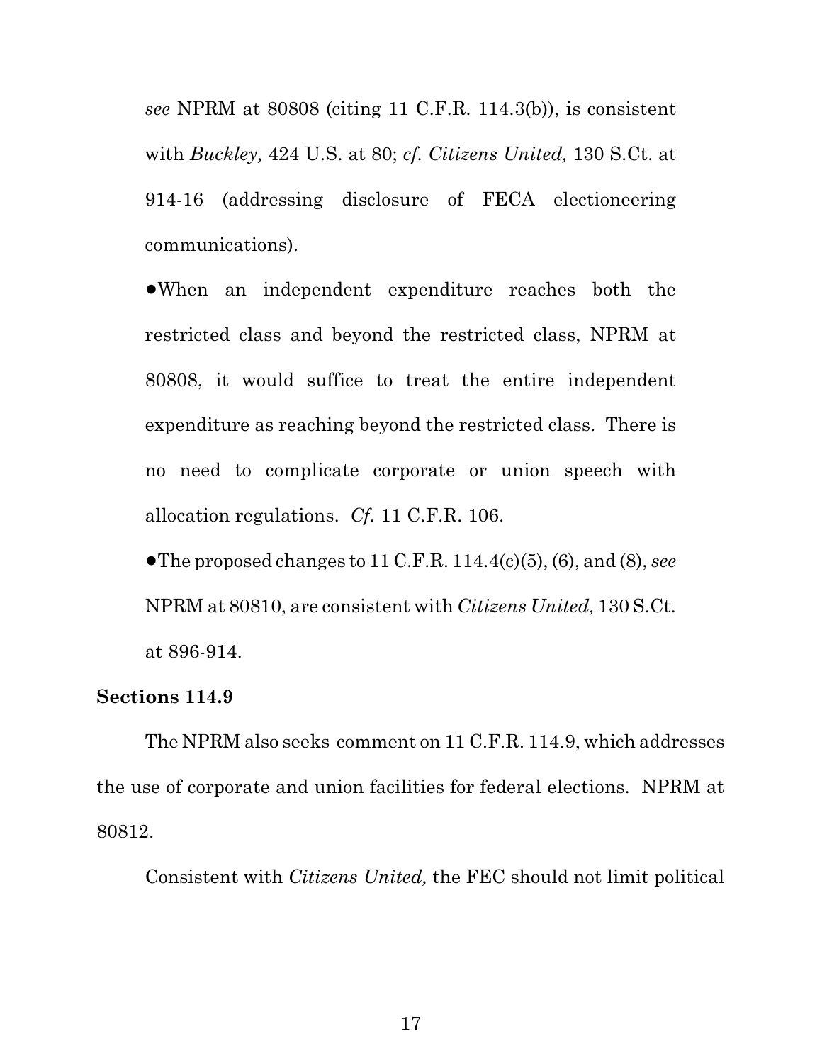*see* NPRM at 80808 (citing 11 C.F.R. 114.3(b)), is consistent with *Buckley,* 424 U.S. at 80; *cf. Citizens United,* 130 S.Ct. at 914-16 (addressing disclosure of FECA electioneering communications).

- When an independent expenditure reaches both the restricted class and beyond the restricted class, NPRM at 80808, it would suffice to treat the entire independent expenditure as reaching beyond the restricted class. There is no need to complicate corporate or union speech with allocation regulations. *Cf.* 11 C.F.R. 106.
- The proposed changes to 11 C.F.R. 114.4(c)(5), (6), and (8), *see* NPRM at 80810, are consistent with *Citizens United,* 130 S.Ct. at 896-914.

**Sections 114.9**

The NPRM also seeks comment on 11 C.F.R. 114.9, which addresses the use of corporate and union facilities for federal elections. NPRM at 80812.

Consistent with *Citizens United,* the FEC should not limit political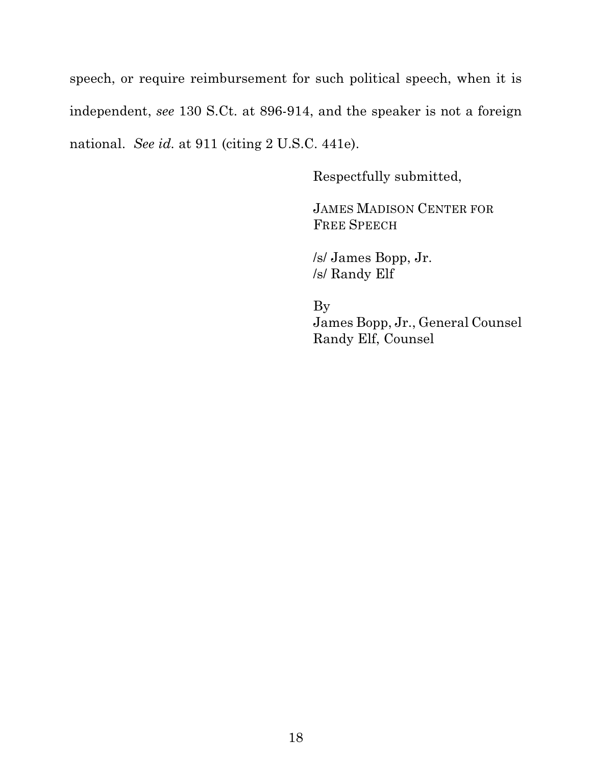speech, or require reimbursement for such political speech, when it is independent, *see* 130 S.Ct. at 896-914, and the speaker is not a foreign national. *See id.* at 911 (citing 2 U.S.C. 441e).

Respectfully submitted,

JAMES MADISON CENTER FOR FREE SPEECH

/s/ James Bopp, Jr.
/s/ Randy Elf

By
James Bopp, Jr., General Counsel
Randy Elf, Counsel